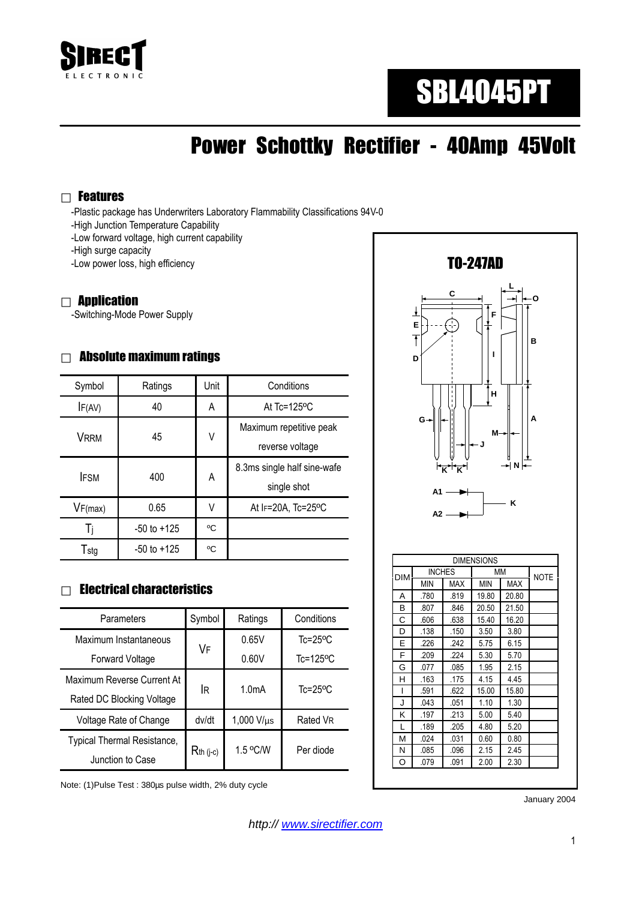SIRECT ELECTRONIC

# SBL4045PT

## Power Schottky Rectifier - 40Amp 45Volt

### Features

-Plastic package has Underwriters Laboratory Flammability Classifications 94V-0
-High Junction Temperature Capability
-Low forward voltage, high current capability
-High surge capacity
-Low power loss, high efficiency

### Application

-Switching-Mode Power Supply

### Absolute maximum ratings

| Symbol | Ratings | Unit | Conditions |
|---|---|---|---|
| $I_{F(AV)}$ | 40 | A | At Tc=125ºC |
| $V_{RRM}$ | 45 | V | Maximum repetitive peak reverse voltage |
| $I_{FSM}$ | 400 | A | 8.3ms single half sine-wafe single shot |
| $V_{F(max)}$ | 0.65 | V | At $I_F$=20A, Tc=25ºC |
| $T_j$ | -50 to +125 | ºC | |
| $T_{stg}$ | -50 to +125 | ºC | |

### Electrical characteristics

| Parameters | Symbol | Ratings | Conditions |
|---|---|---|---|
| Maximum Instantaneous Forward Voltage | $V_F$ | 0.65V | Tc=25ºC |
| | | 0.60V | Tc=125ºC |
| Maximum Reverse Current At Rated DC Blocking Voltage | $I_R$ | 1.0mA | Tc=25ºC |
| Voltage Rate of Change | dv/dt | 1,000 V/µs | Rated $V_R$ |
| Typical Thermal Resistance, Junction to Case | $R_{th\ (j-c)}$ | 1.5 ºC/W | Per diode |

Note: (1)Pulse Test : 380µs pulse width, 2% duty cycle

**TO-247AD**

A1, A2, K

| DIM | INCHES MIN | INCHES MAX | MM MIN | MM MAX | NOTE |
|---|---|---|---|---|---|
| A | .780 | .819 | 19.80 | 20.80 | |
| B | .807 | .846 | 20.50 | 21.50 | |
| C | .606 | .638 | 15.40 | 16.20 | |
| D | .138 | .150 | 3.50 | 3.80 | |
| E | .226 | .242 | 5.75 | 6.15 | |
| F | .209 | .224 | 5.30 | 5.70 | |
| G | .077 | .085 | 1.95 | 2.15 | |
| H | .163 | .175 | 4.15 | 4.45 | |
| I | .591 | .622 | 15.00 | 15.80 | |
| J | .043 | .051 | 1.10 | 1.30 | |
| K | .197 | .213 | 5.00 | 5.40 | |
| L | .189 | .205 | 4.80 | 5.20 | |
| M | .024 | .031 | 0.60 | 0.80 | |
| N | .085 | .096 | 2.15 | 2.45 | |
| O | .079 | .091 | 2.00 | 2.30 | |

January 2004

*http:// www.sirectifier.com*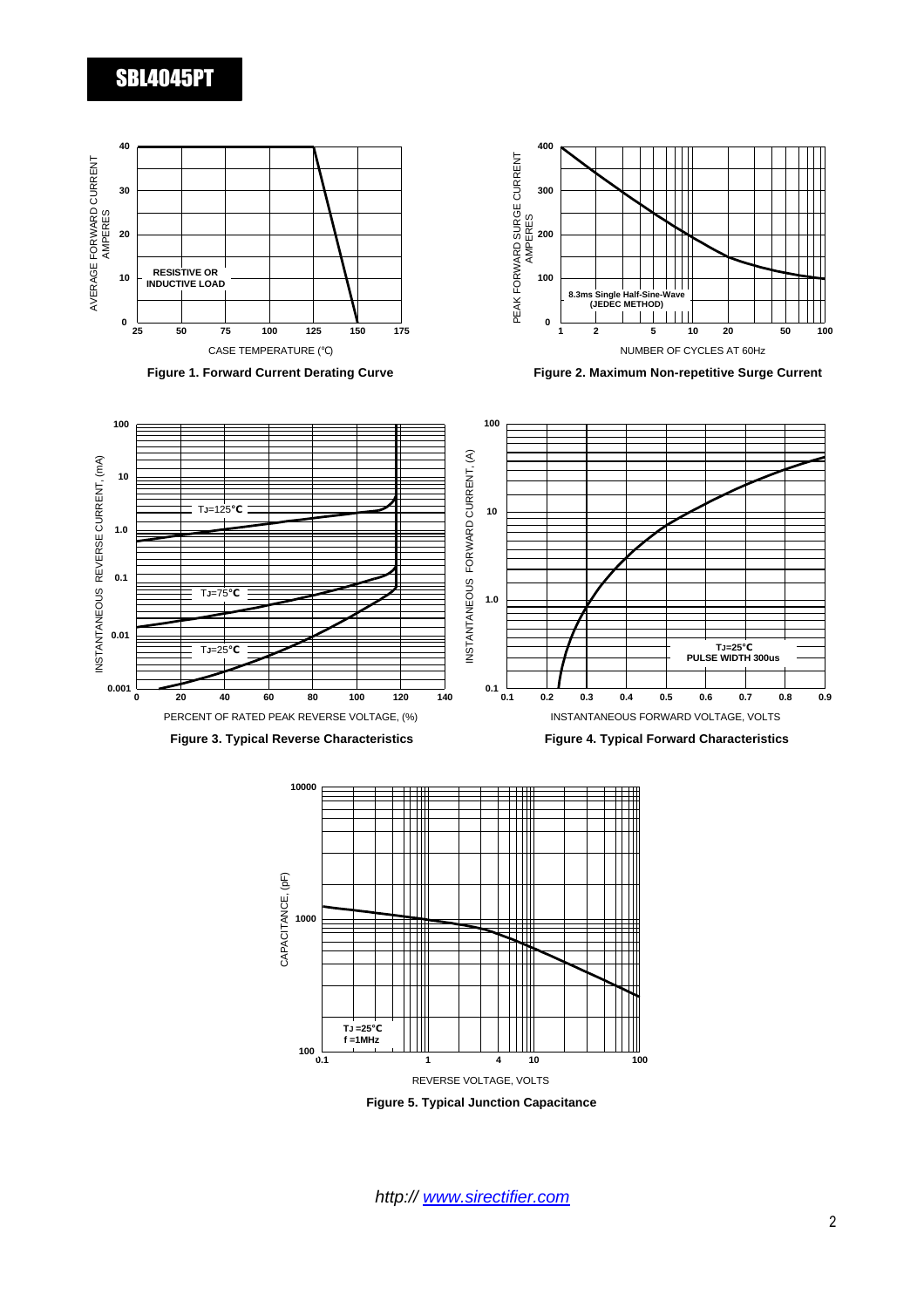SBL4045PT

40
30
20
10
0
25 50 75 100 125 150 175

AVERAGE FORWARD CURRENT AMPERES

RESISTIVE OR INDUCTIVE LOAD

CASE TEMPERATURE (℃)

**Figure 1. Forward Current Derating Curve**

400
300
200
100
0
1 2 5 10 20 50 100

PEAK FORWARD SURGE CURRENT AMPERES

8.3ms Single Half-Sine-Wave (JEDEC METHOD)

NUMBER OF CYCLES AT 60Hz

**Figure 2. Maximum Non-repetitive Surge Current**

100
10
1.0
0.1
0.01
0.001
0 20 40 60 80 100 120 140

INSTANTANEOUS REVERSE CURRENT, (mA)

TJ=125℃

TJ=75℃

TJ=25℃

PERCENT OF RATED PEAK REVERSE VOLTAGE, (%)

**Figure 3. Typical Reverse Characteristics**

100
10
1.0
0.1
0.1 0.2 0.3 0.4 0.5 0.6 0.7 0.8 0.9

INSTANTANEOUS FORWARD CURRENT, (A)

TJ=25℃
PULSE WIDTH 300us

INSTANTANEOUS FORWARD VOLTAGE, VOLTS

**Figure 4. Typical Forward Characteristics**

10000
1000
100
0.1 1 4 10 100

CAPACITANCE, (pF)

TJ =25℃
f =1MHz

REVERSE VOLTAGE, VOLTS

**Figure 5. Typical Junction Capacitance**

*http:// www.sirectifier.com*